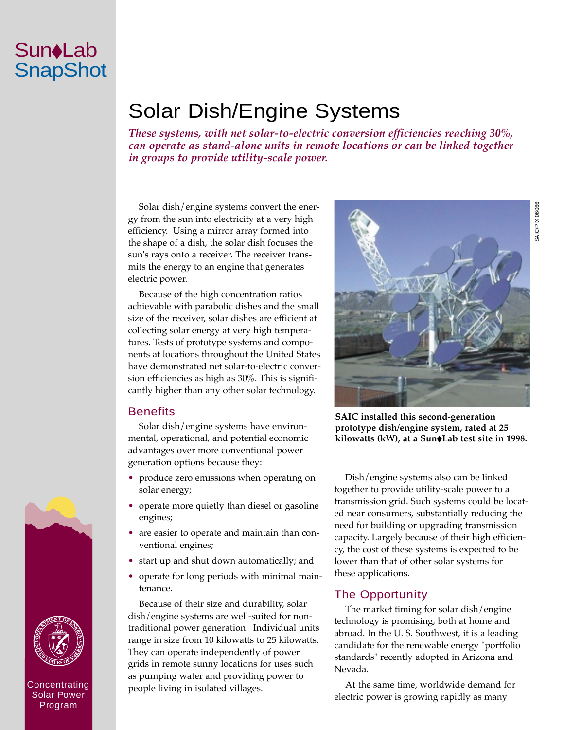Sun♦Lab SnapShot

# Solar Dish/Engine Systems

***These systems, with net solar-to-electric conversion efficiencies reaching 30%, can operate as stand-alone units in remote locations or can be linked together in groups to provide utility-scale power.***

Solar dish/engine systems convert the energy from the sun into electricity at a very high efficiency. Using a mirror array formed into the shape of a dish, the solar dish focuses the sun's rays onto a receiver. The receiver transmits the energy to an engine that generates electric power.

Because of the high concentration ratios achievable with parabolic dishes and the small size of the receiver, solar dishes are efficient at collecting solar energy at very high temperatures. Tests of prototype systems and components at locations throughout the United States have demonstrated net solar-to-electric conversion efficiencies as high as 30%. This is significantly higher than any other solar technology.

## Benefits

Solar dish/engine systems have environmental, operational, and potential economic advantages over more conventional power generation options because they:

- produce zero emissions when operating on solar energy;
- operate more quietly than diesel or gasoline engines;
- are easier to operate and maintain than conventional engines;
- start up and shut down automatically; and
- operate for long periods with minimal maintenance.

Because of their size and durability, solar dish/engine systems are well-suited for nontraditional power generation. Individual units range in size from 10 kilowatts to 25 kilowatts. They can operate independently of power grids in remote sunny locations for uses such as pumping water and providing power to people living in isolated villages.

SAIC/PIX 06066

**SAIC installed this second-generation prototype dish/engine system, rated at 25 kilowatts (kW), at a Sun♦Lab test site in 1998.**

Dish/engine systems also can be linked together to provide utility-scale power to a transmission grid. Such systems could be located near consumers, substantially reducing the need for building or upgrading transmission capacity. Largely because of their high efficiency, the cost of these systems is expected to be lower than that of other solar systems for these applications.

## The Opportunity

The market timing for solar dish/engine technology is promising, both at home and abroad. In the U. S. Southwest, it is a leading candidate for the renewable energy "portfolio standards" recently adopted in Arizona and Nevada.

At the same time, worldwide demand for electric power is growing rapidly as many

Concentrating Solar Power Program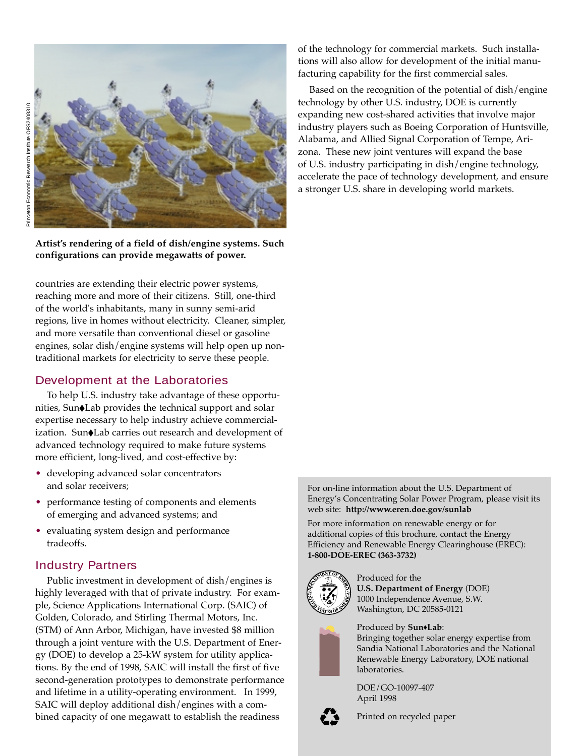Princeton Economic Research Institute OFS2408310

**Artist's rendering of a field of dish/engine systems. Such configurations can provide megawatts of power.**

countries are extending their electric power systems, reaching more and more of their citizens. Still, one-third of the world's inhabitants, many in sunny semi-arid regions, live in homes without electricity. Cleaner, simpler, and more versatile than conventional diesel or gasoline engines, solar dish/engine systems will help open up non-traditional markets for electricity to serve these people.

## Development at the Laboratories

To help U.S. industry take advantage of these opportunities, Sun♦Lab provides the technical support and solar expertise necessary to help industry achieve commercialization. Sun♦Lab carries out research and development of advanced technology required to make future systems more efficient, long-lived, and cost-effective by:

- developing advanced solar concentrators and solar receivers;
- performance testing of components and elements of emerging and advanced systems; and
- evaluating system design and performance tradeoffs.

## Industry Partners

Public investment in development of dish/engines is highly leveraged with that of private industry. For example, Science Applications International Corp. (SAIC) of Golden, Colorado, and Stirling Thermal Motors, Inc. (STM) of Ann Arbor, Michigan, have invested $8 million through a joint venture with the U.S. Department of Energy (DOE) to develop a 25-kW system for utility applications. By the end of 1998, SAIC will install the first of five second-generation prototypes to demonstrate performance and lifetime in a utility-operating environment. In 1999, SAIC will deploy additional dish/engines with a combined capacity of one megawatt to establish the readiness of the technology for commercial markets. Such installations will also allow for development of the initial manufacturing capability for the first commercial sales.

Based on the recognition of the potential of dish/engine technology by other U.S. industry, DOE is currently expanding new cost-shared activities that involve major industry players such as Boeing Corporation of Huntsville, Alabama, and Allied Signal Corporation of Tempe, Arizona. These new joint ventures will expand the base of U.S. industry participating in dish/engine technology, accelerate the pace of technology development, and ensure a stronger U.S. share in developing world markets.

For on-line information about the U.S. Department of Energy's Concentrating Solar Power Program, please visit its web site: **http://www.eren.doe.gov/sunlab**

For more information on renewable energy or for additional copies of this brochure, contact the Energy Efficiency and Renewable Energy Clearinghouse (EREC): **1-800-DOE-EREC (363-3732)**

Produced for the
**U.S. Department of Energy** (DOE)
1000 Independence Avenue, S.W.
Washington, DC 20585-0121

Produced by **Sun♦Lab**:
Bringing together solar energy expertise from Sandia National Laboratories and the National Renewable Energy Laboratory, DOE national laboratories.

DOE/GO-10097-407
April 1998

Printed on recycled paper